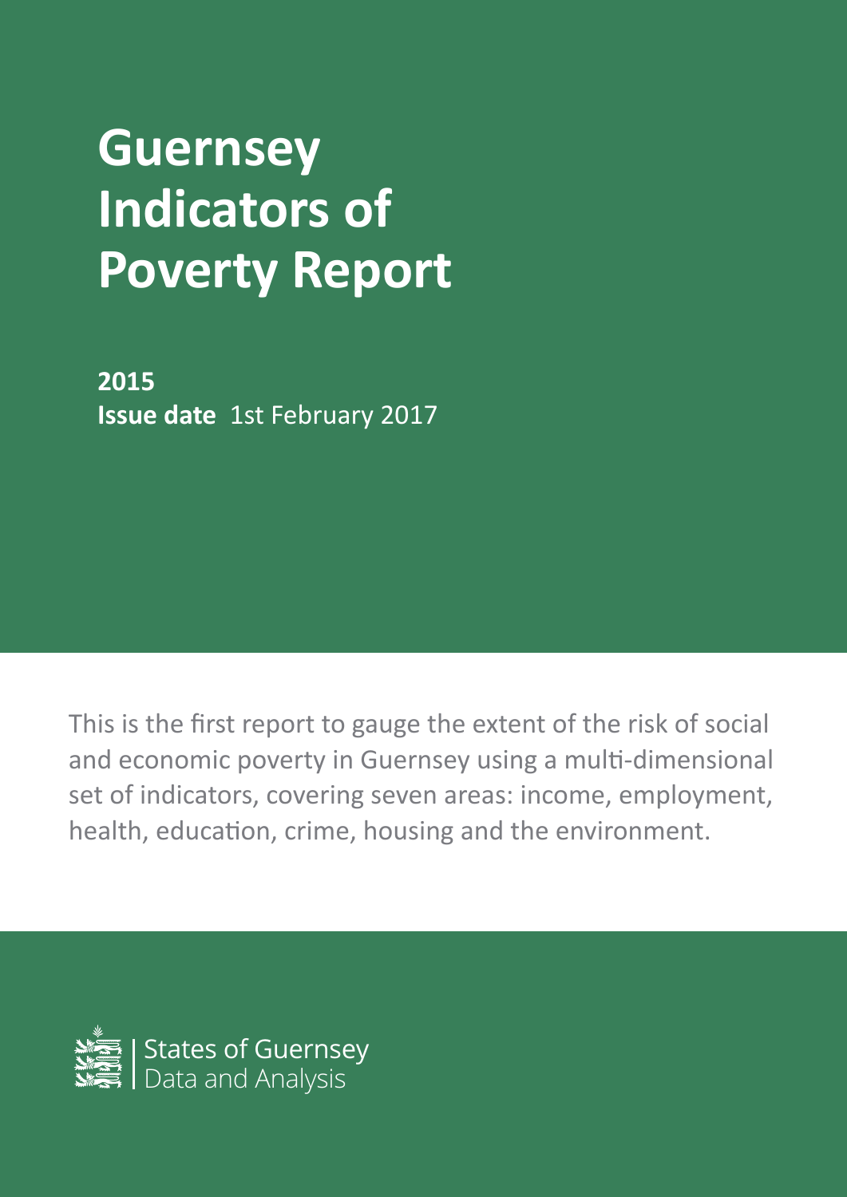# Guernsey Indicators of Poverty Report

**2015**
**Issue date** 1st February 2017

This is the first report to gauge the extent of the risk of social and economic poverty in Guernsey using a multi-dimensional set of indicators, covering seven areas: income, employment, health, education, crime, housing and the environment.

States of Guernsey
Data and Analysis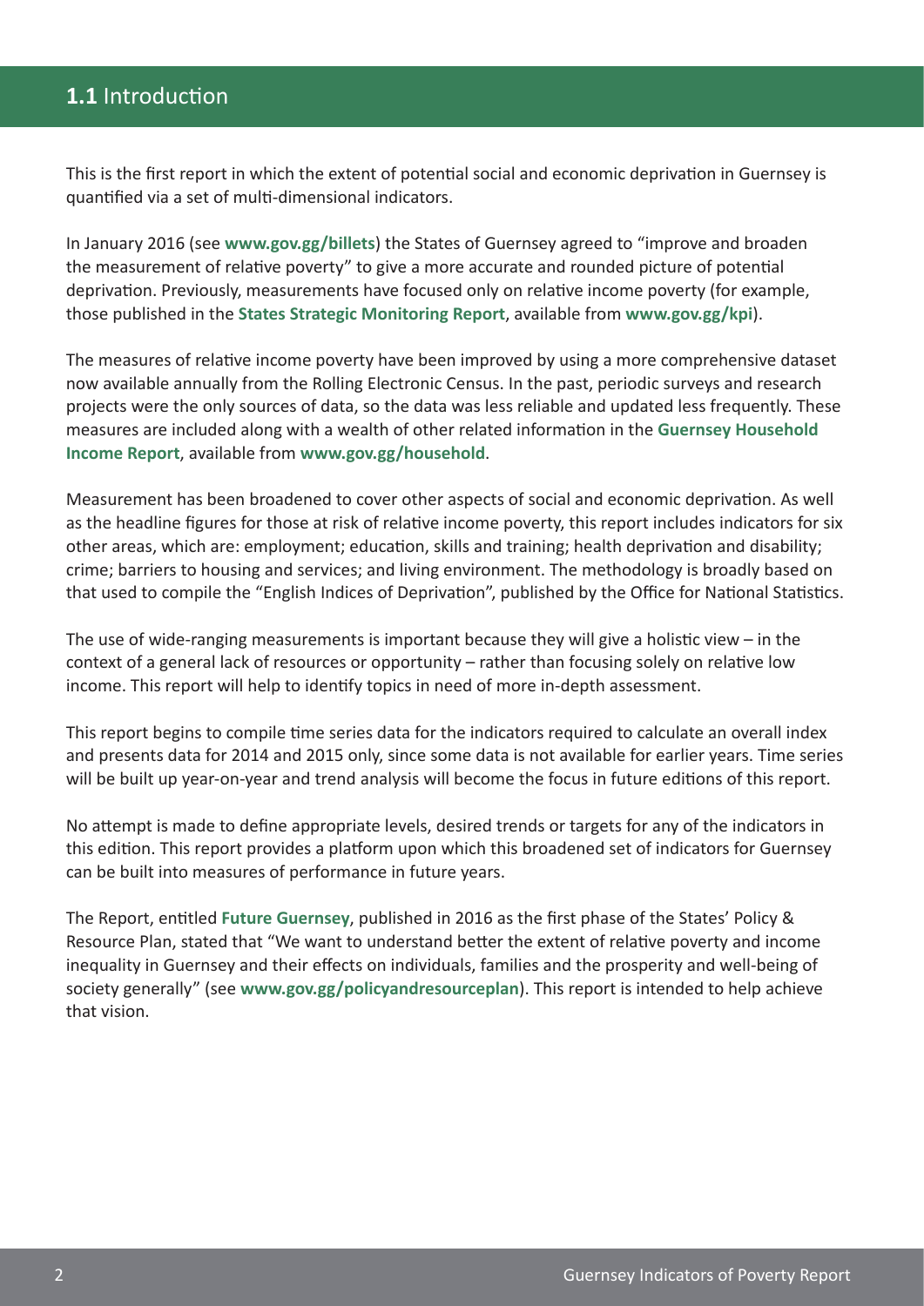## **1.1** Introduction

This is the first report in which the extent of potential social and economic deprivation in Guernsey is quantified via a set of multi-dimensional indicators.

In January 2016 (see **www.gov.gg/billets**) the States of Guernsey agreed to "improve and broaden the measurement of relative poverty" to give a more accurate and rounded picture of potential deprivation. Previously, measurements have focused only on relative income poverty (for example, those published in the **States Strategic Monitoring Report**, available from **www.gov.gg/kpi**).

The measures of relative income poverty have been improved by using a more comprehensive dataset now available annually from the Rolling Electronic Census. In the past, periodic surveys and research projects were the only sources of data, so the data was less reliable and updated less frequently. These measures are included along with a wealth of other related information in the **Guernsey Household Income Report**, available from **www.gov.gg/household**.

Measurement has been broadened to cover other aspects of social and economic deprivation. As well as the headline figures for those at risk of relative income poverty, this report includes indicators for six other areas, which are: employment; education, skills and training; health deprivation and disability; crime; barriers to housing and services; and living environment. The methodology is broadly based on that used to compile the "English Indices of Deprivation", published by the Office for National Statistics.

The use of wide-ranging measurements is important because they will give a holistic view – in the context of a general lack of resources or opportunity – rather than focusing solely on relative low income. This report will help to identify topics in need of more in-depth assessment.

This report begins to compile time series data for the indicators required to calculate an overall index and presents data for 2014 and 2015 only, since some data is not available for earlier years. Time series will be built up year-on-year and trend analysis will become the focus in future editions of this report.

No attempt is made to define appropriate levels, desired trends or targets for any of the indicators in this edition. This report provides a platform upon which this broadened set of indicators for Guernsey can be built into measures of performance in future years.

The Report, entitled **Future Guernsey**, published in 2016 as the first phase of the States' Policy & Resource Plan, stated that "We want to understand better the extent of relative poverty and income inequality in Guernsey and their effects on individuals, families and the prosperity and well-being of society generally" (see **www.gov.gg/policyandresourceplan**). This report is intended to help achieve that vision.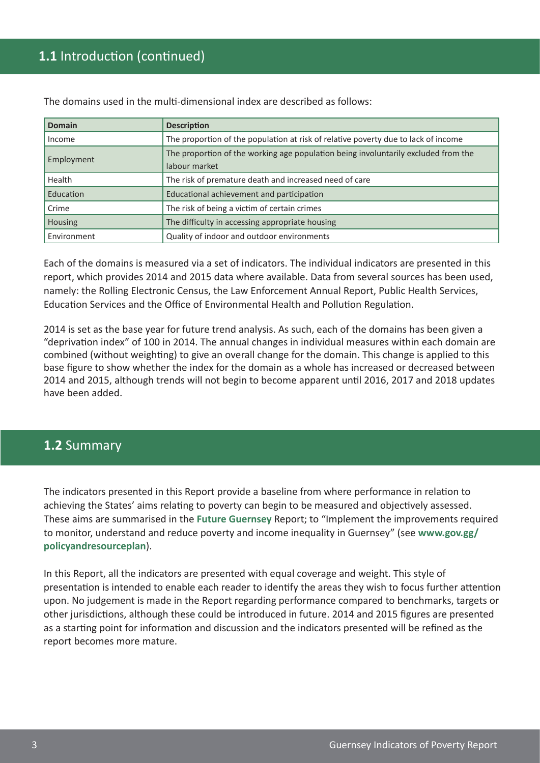## **1.1** Introduction (continued)

The domains used in the multi-dimensional index are described as follows:

| Domain | Description |
|---|---|
| Income | The proportion of the population at risk of relative poverty due to lack of income |
| Employment | The proportion of the working age population being involuntarily excluded from the labour market |
| Health | The risk of premature death and increased need of care |
| Education | Educational achievement and participation |
| Crime | The risk of being a victim of certain crimes |
| Housing | The difficulty in accessing appropriate housing |
| Environment | Quality of indoor and outdoor environments |

Each of the domains is measured via a set of indicators. The individual indicators are presented in this report, which provides 2014 and 2015 data where available. Data from several sources has been used, namely: the Rolling Electronic Census, the Law Enforcement Annual Report, Public Health Services, Education Services and the Office of Environmental Health and Pollution Regulation.

2014 is set as the base year for future trend analysis. As such, each of the domains has been given a "deprivation index" of 100 in 2014. The annual changes in individual measures within each domain are combined (without weighting) to give an overall change for the domain. This change is applied to this base figure to show whether the index for the domain as a whole has increased or decreased between 2014 and 2015, although trends will not begin to become apparent until 2016, 2017 and 2018 updates have been added.

## **1.2** Summary

The indicators presented in this Report provide a baseline from where performance in relation to achieving the States' aims relating to poverty can begin to be measured and objectively assessed. These aims are summarised in the **Future Guernsey** Report; to "Implement the improvements required to monitor, understand and reduce poverty and income inequality in Guernsey" (see **www.gov.gg/policyandresourceplan**).

In this Report, all the indicators are presented with equal coverage and weight. This style of presentation is intended to enable each reader to identify the areas they wish to focus further attention upon. No judgement is made in the Report regarding performance compared to benchmarks, targets or other jurisdictions, although these could be introduced in future. 2014 and 2015 figures are presented as a starting point for information and discussion and the indicators presented will be refined as the report becomes more mature.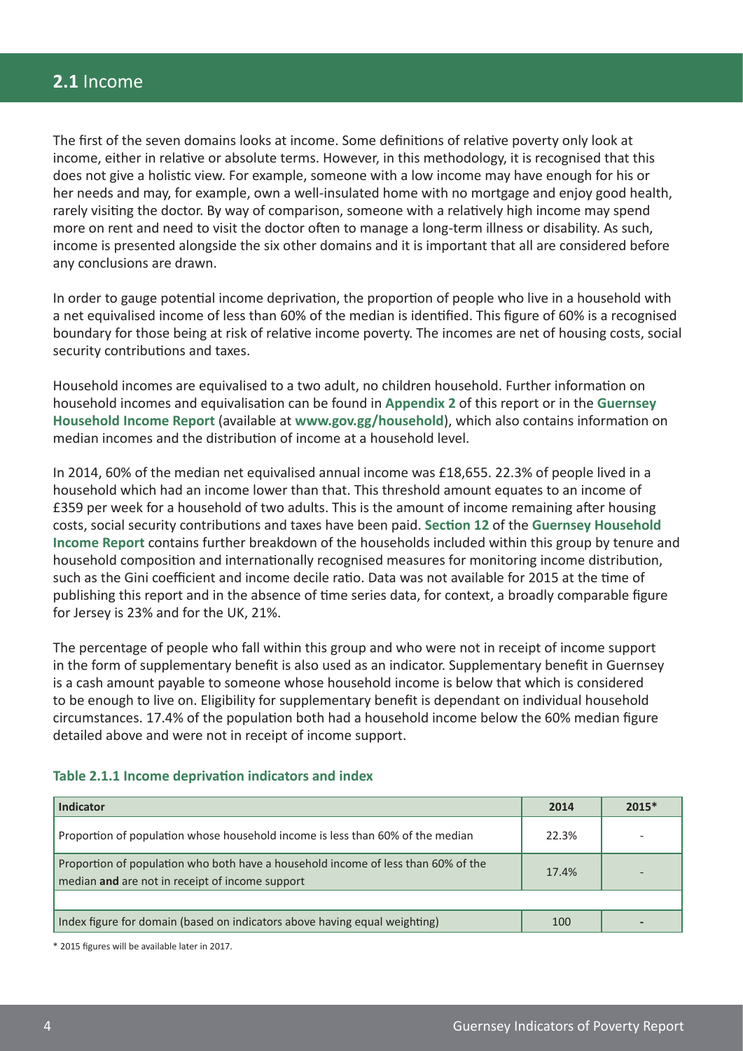## 2.1 Income

The first of the seven domains looks at income. Some definitions of relative poverty only look at income, either in relative or absolute terms. However, in this methodology, it is recognised that this does not give a holistic view. For example, someone with a low income may have enough for his or her needs and may, for example, own a well-insulated home with no mortgage and enjoy good health, rarely visiting the doctor. By way of comparison, someone with a relatively high income may spend more on rent and need to visit the doctor often to manage a long-term illness or disability. As such, income is presented alongside the six other domains and it is important that all are considered before any conclusions are drawn.

In order to gauge potential income deprivation, the proportion of people who live in a household with a net equivalised income of less than 60% of the median is identified. This figure of 60% is a recognised boundary for those being at risk of relative income poverty. The incomes are net of housing costs, social security contributions and taxes.

Household incomes are equivalised to a two adult, no children household. Further information on household incomes and equivalisation can be found in **Appendix 2** of this report or in the **Guernsey Household Income Report** (available at **www.gov.gg/household**), which also contains information on median incomes and the distribution of income at a household level.

In 2014, 60% of the median net equivalised annual income was £18,655. 22.3% of people lived in a household which had an income lower than that. This threshold amount equates to an income of £359 per week for a household of two adults. This is the amount of income remaining after housing costs, social security contributions and taxes have been paid. **Section 12** of the **Guernsey Household Income Report** contains further breakdown of the households included within this group by tenure and household composition and internationally recognised measures for monitoring income distribution, such as the Gini coefficient and income decile ratio. Data was not available for 2015 at the time of publishing this report and in the absence of time series data, for context, a broadly comparable figure for Jersey is 23% and for the UK, 21%.

The percentage of people who fall within this group and who were not in receipt of income support in the form of supplementary benefit is also used as an indicator. Supplementary benefit in Guernsey is a cash amount payable to someone whose household income is below that which is considered to be enough to live on. Eligibility for supplementary benefit is dependant on individual household circumstances. 17.4% of the population both had a household income below the 60% median figure detailed above and were not in receipt of income support.

**Table 2.1.1 Income deprivation indicators and index**

| Indicator | 2014 | 2015* |
|---|---|---|
| Proportion of population whose household income is less than 60% of the median | 22.3% | - |
| Proportion of population who both have a household income of less than 60% of the median **and** are not in receipt of income support | 17.4% | - |
| | | |
| Index figure for domain (based on indicators above having equal weighting) | 100 | - |

\* 2015 figures will be available later in 2017.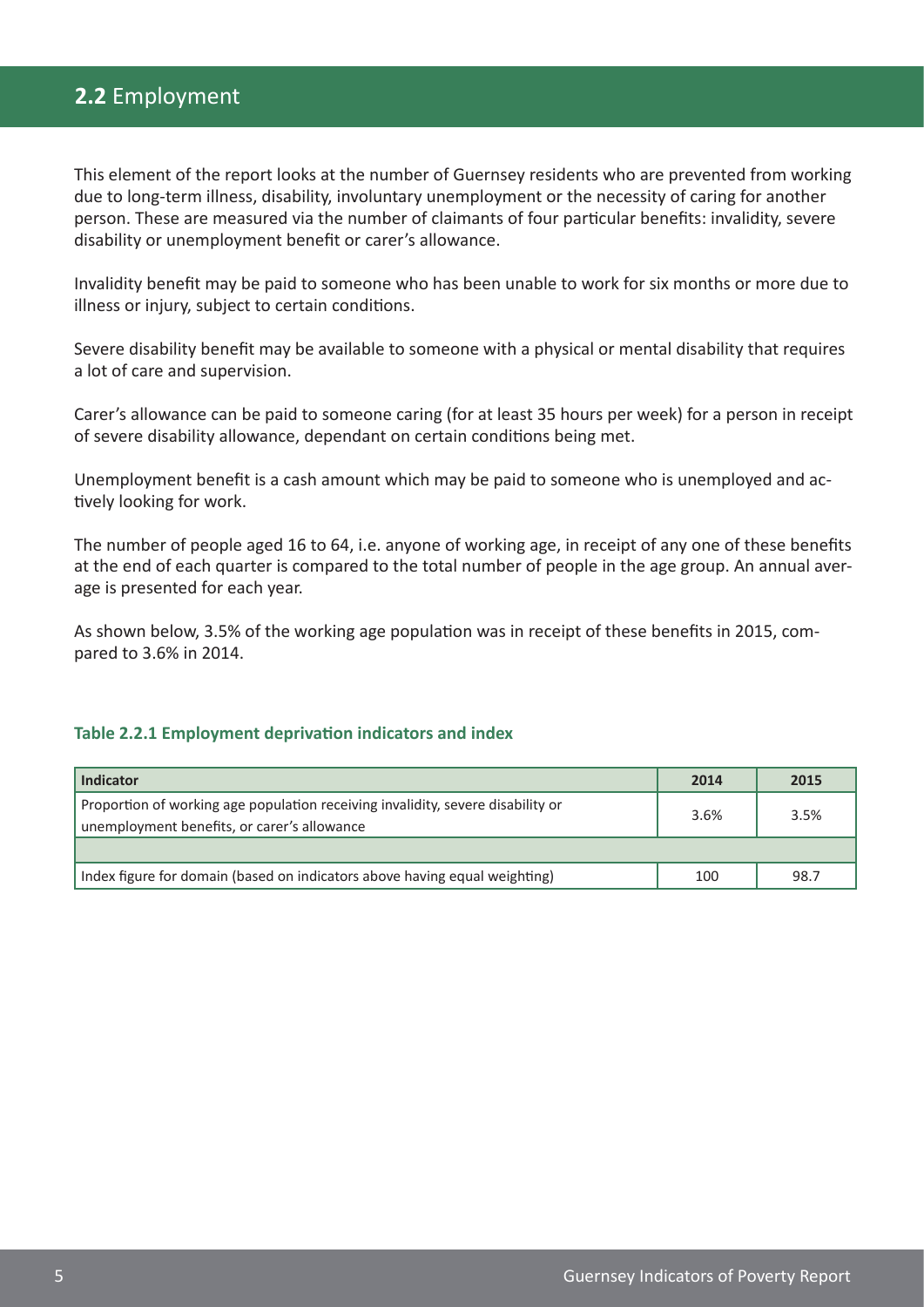## **2.2** Employment

This element of the report looks at the number of Guernsey residents who are prevented from working due to long-term illness, disability, involuntary unemployment or the necessity of caring for another person. These are measured via the number of claimants of four particular benefits: invalidity, severe disability or unemployment benefit or carer's allowance.

Invalidity benefit may be paid to someone who has been unable to work for six months or more due to illness or injury, subject to certain conditions.

Severe disability benefit may be available to someone with a physical or mental disability that requires a lot of care and supervision.

Carer's allowance can be paid to someone caring (for at least 35 hours per week) for a person in receipt of severe disability allowance, dependant on certain conditions being met.

Unemployment benefit is a cash amount which may be paid to someone who is unemployed and actively looking for work.

The number of people aged 16 to 64, i.e. anyone of working age, in receipt of any one of these benefits at the end of each quarter is compared to the total number of people in the age group. An annual average is presented for each year.

As shown below, 3.5% of the working age population was in receipt of these benefits in 2015, compared to 3.6% in 2014.

**Table 2.2.1 Employment deprivation indicators and index**

| Indicator | 2014 | 2015 |
|---|---|---|
| Proportion of working age population receiving invalidity, severe disability or unemployment benefits, or carer's allowance | 3.6% | 3.5% |
| | | |
| Index figure for domain (based on indicators above having equal weighting) | 100 | 98.7 |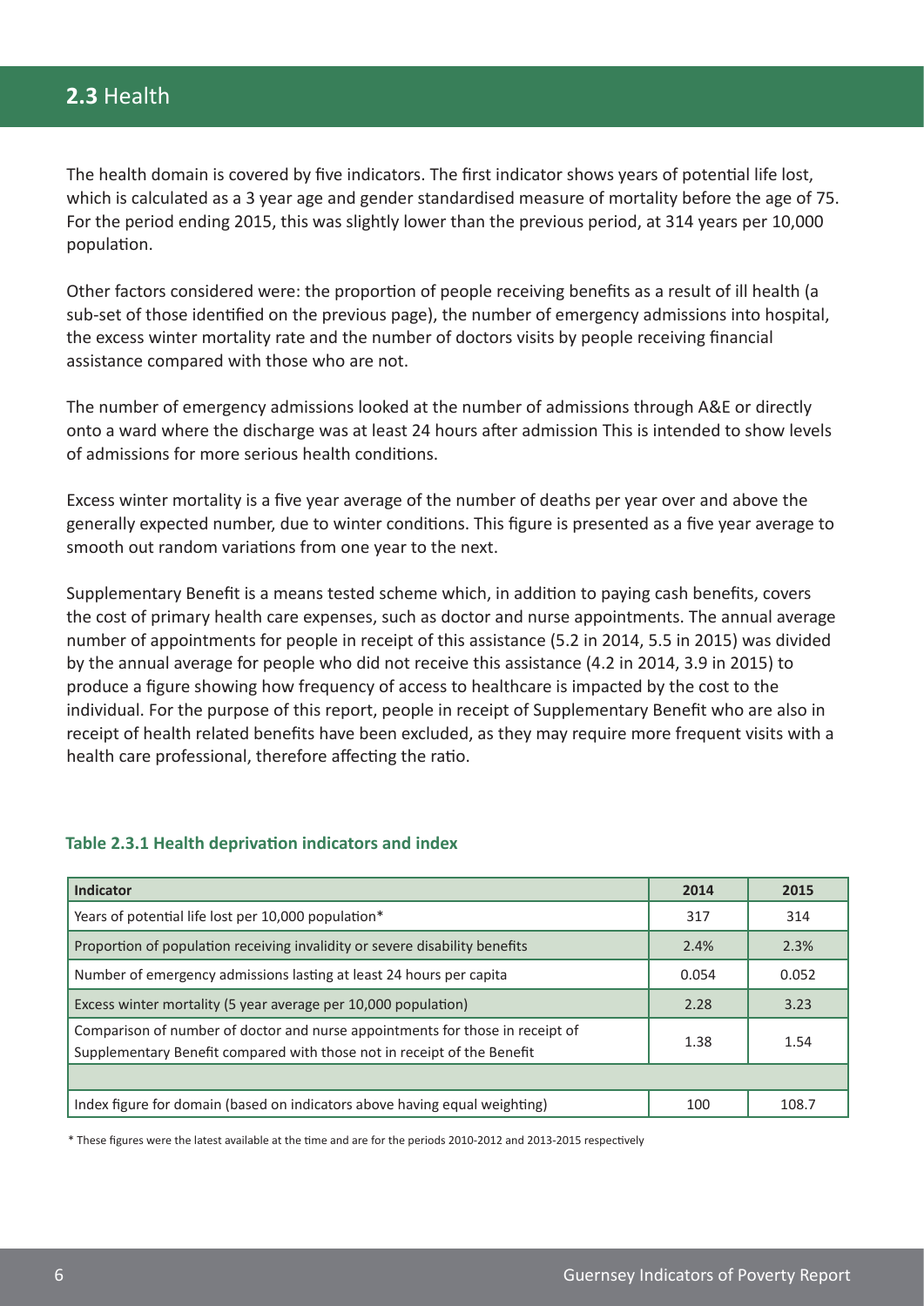## **2.3** Health

The health domain is covered by five indicators. The first indicator shows years of potential life lost, which is calculated as a 3 year age and gender standardised measure of mortality before the age of 75. For the period ending 2015, this was slightly lower than the previous period, at 314 years per 10,000 population.

Other factors considered were: the proportion of people receiving benefits as a result of ill health (a sub-set of those identified on the previous page), the number of emergency admissions into hospital, the excess winter mortality rate and the number of doctors visits by people receiving financial assistance compared with those who are not.

The number of emergency admissions looked at the number of admissions through A&E or directly onto a ward where the discharge was at least 24 hours after admission This is intended to show levels of admissions for more serious health conditions.

Excess winter mortality is a five year average of the number of deaths per year over and above the generally expected number, due to winter conditions. This figure is presented as a five year average to smooth out random variations from one year to the next.

Supplementary Benefit is a means tested scheme which, in addition to paying cash benefits, covers the cost of primary health care expenses, such as doctor and nurse appointments. The annual average number of appointments for people in receipt of this assistance (5.2 in 2014, 5.5 in 2015) was divided by the annual average for people who did not receive this assistance (4.2 in 2014, 3.9 in 2015) to produce a figure showing how frequency of access to healthcare is impacted by the cost to the individual. For the purpose of this report, people in receipt of Supplementary Benefit who are also in receipt of health related benefits have been excluded, as they may require more frequent visits with a health care professional, therefore affecting the ratio.

**Table 2.3.1 Health deprivation indicators and index**

| Indicator | 2014 | 2015 |
|---|---|---|
| Years of potential life lost per 10,000 population* | 317 | 314 |
| Proportion of population receiving invalidity or severe disability benefits | 2.4% | 2.3% |
| Number of emergency admissions lasting at least 24 hours per capita | 0.054 | 0.052 |
| Excess winter mortality (5 year average per 10,000 population) | 2.28 | 3.23 |
| Comparison of number of doctor and nurse appointments for those in receipt of Supplementary Benefit compared with those not in receipt of the Benefit | 1.38 | 1.54 |
| | | |
| Index figure for domain (based on indicators above having equal weighting) | 100 | 108.7 |

\* These figures were the latest available at the time and are for the periods 2010-2012 and 2013-2015 respectively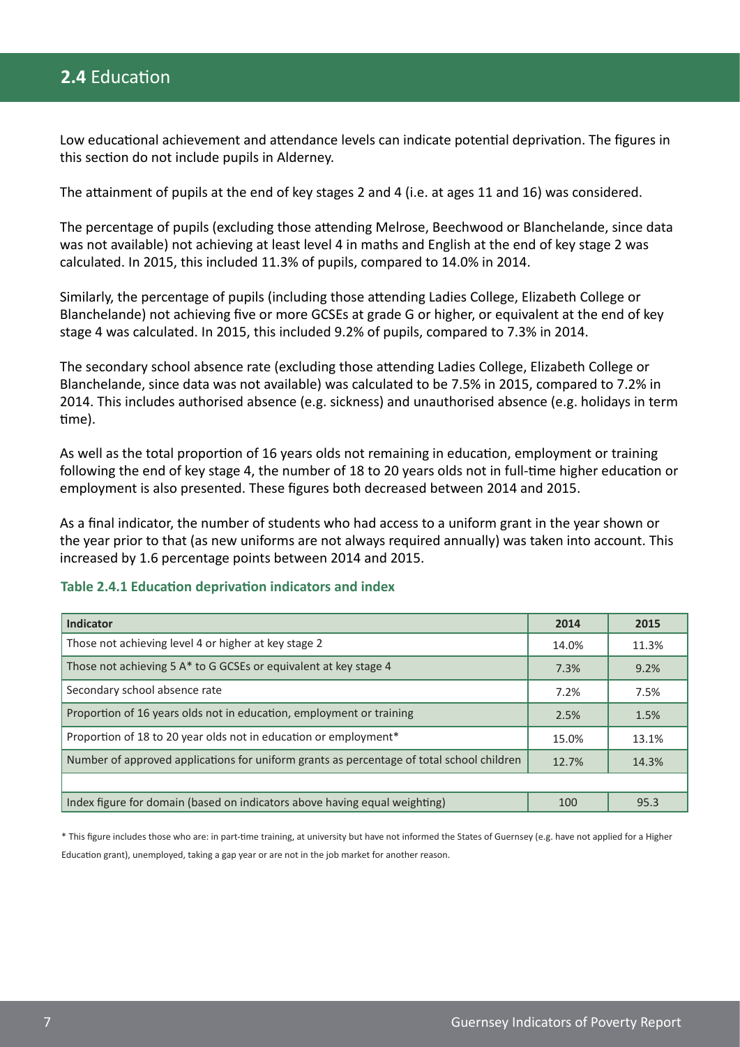## 2.4 Education

Low educational achievement and attendance levels can indicate potential deprivation. The figures in this section do not include pupils in Alderney.

The attainment of pupils at the end of key stages 2 and 4 (i.e. at ages 11 and 16) was considered.

The percentage of pupils (excluding those attending Melrose, Beechwood or Blanchelande, since data was not available) not achieving at least level 4 in maths and English at the end of key stage 2 was calculated. In 2015, this included 11.3% of pupils, compared to 14.0% in 2014.

Similarly, the percentage of pupils (including those attending Ladies College, Elizabeth College or Blanchelande) not achieving five or more GCSEs at grade G or higher, or equivalent at the end of key stage 4 was calculated. In 2015, this included 9.2% of pupils, compared to 7.3% in 2014.

The secondary school absence rate (excluding those attending Ladies College, Elizabeth College or Blanchelande, since data was not available) was calculated to be 7.5% in 2015, compared to 7.2% in 2014. This includes authorised absence (e.g. sickness) and unauthorised absence (e.g. holidays in term time).

As well as the total proportion of 16 years olds not remaining in education, employment or training following the end of key stage 4, the number of 18 to 20 years olds not in full-time higher education or employment is also presented. These figures both decreased between 2014 and 2015.

As a final indicator, the number of students who had access to a uniform grant in the year shown or the year prior to that (as new uniforms are not always required annually) was taken into account. This increased by 1.6 percentage points between 2014 and 2015.

**Table 2.4.1 Education deprivation indicators and index**

| Indicator | 2014 | 2015 |
|---|---|---|
| Those not achieving level 4 or higher at key stage 2 | 14.0% | 11.3% |
| Those not achieving 5 A* to G GCSEs or equivalent at key stage 4 | 7.3% | 9.2% |
| Secondary school absence rate | 7.2% | 7.5% |
| Proportion of 16 years olds not in education, employment or training | 2.5% | 1.5% |
| Proportion of 18 to 20 year olds not in education or employment* | 15.0% | 13.1% |
| Number of approved applications for uniform grants as percentage of total school children | 12.7% | 14.3% |
| | | |
| Index figure for domain (based on indicators above having equal weighting) | 100 | 95.3 |

* This figure includes those who are: in part-time training, at university but have not informed the States of Guernsey (e.g. have not applied for a Higher Education grant), unemployed, taking a gap year or are not in the job market for another reason.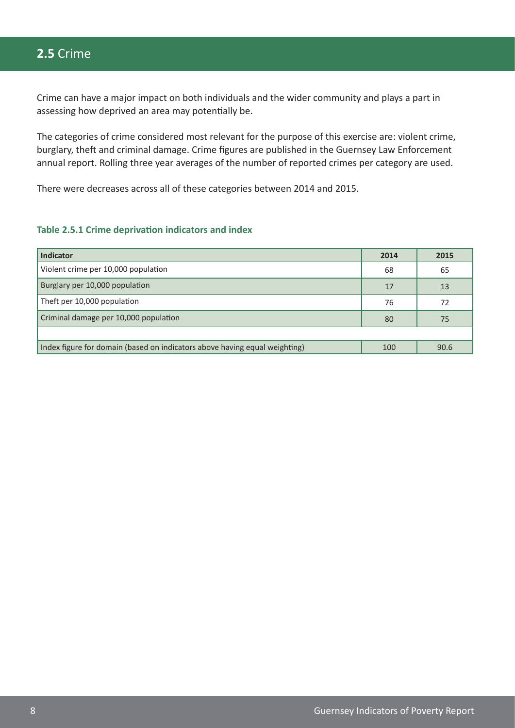## **2.5** Crime

Crime can have a major impact on both individuals and the wider community and plays a part in assessing how deprived an area may potentially be.

The categories of crime considered most relevant for the purpose of this exercise are: violent crime, burglary, theft and criminal damage. Crime figures are published in the Guernsey Law Enforcement annual report. Rolling three year averages of the number of reported crimes per category are used.

There were decreases across all of these categories between 2014 and 2015.

**Table 2.5.1 Crime deprivation indicators and index**

| Indicator | 2014 | 2015 |
|---|---|---|
| Violent crime per 10,000 population | 68 | 65 |
| Burglary per 10,000 population | 17 | 13 |
| Theft per 10,000 population | 76 | 72 |
| Criminal damage per 10,000 population | 80 | 75 |
| | | |
| Index figure for domain (based on indicators above having equal weighting) | 100 | 90.6 |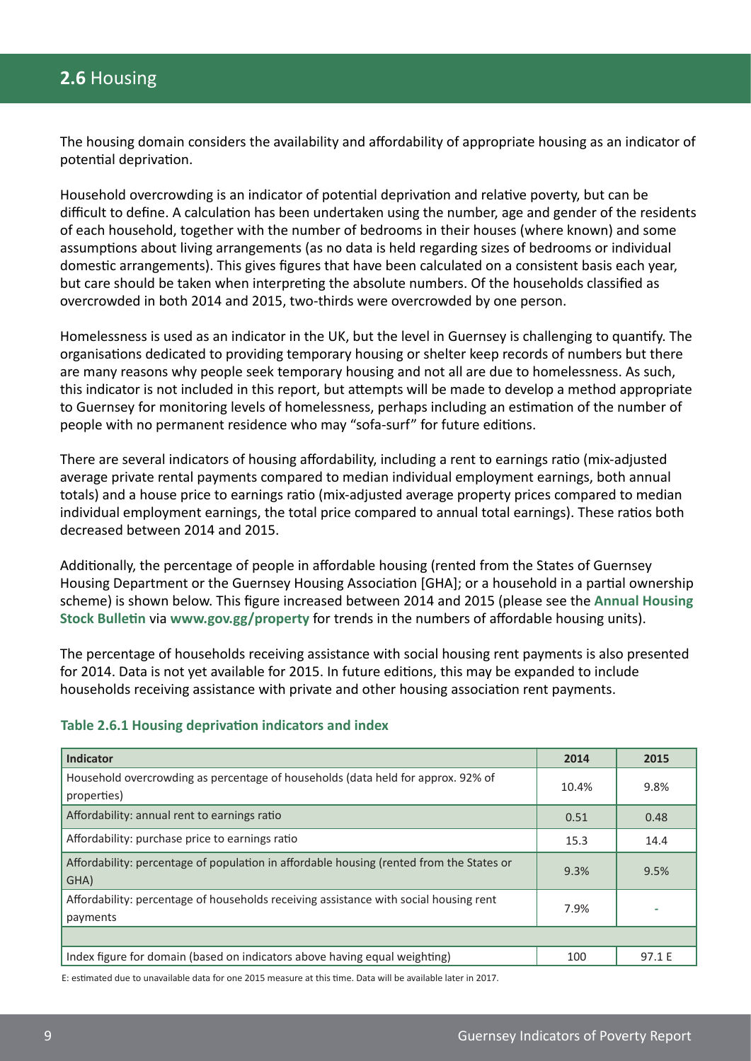## **2.6** Housing

The housing domain considers the availability and affordability of appropriate housing as an indicator of potential deprivation.

Household overcrowding is an indicator of potential deprivation and relative poverty, but can be difficult to define. A calculation has been undertaken using the number, age and gender of the residents of each household, together with the number of bedrooms in their houses (where known) and some assumptions about living arrangements (as no data is held regarding sizes of bedrooms or individual domestic arrangements). This gives figures that have been calculated on a consistent basis each year, but care should be taken when interpreting the absolute numbers. Of the households classified as overcrowded in both 2014 and 2015, two-thirds were overcrowded by one person.

Homelessness is used as an indicator in the UK, but the level in Guernsey is challenging to quantify. The organisations dedicated to providing temporary housing or shelter keep records of numbers but there are many reasons why people seek temporary housing and not all are due to homelessness. As such, this indicator is not included in this report, but attempts will be made to develop a method appropriate to Guernsey for monitoring levels of homelessness, perhaps including an estimation of the number of people with no permanent residence who may "sofa-surf" for future editions.

There are several indicators of housing affordability, including a rent to earnings ratio (mix-adjusted average private rental payments compared to median individual employment earnings, both annual totals) and a house price to earnings ratio (mix-adjusted average property prices compared to median individual employment earnings, the total price compared to annual total earnings). These ratios both decreased between 2014 and 2015.

Additionally, the percentage of people in affordable housing (rented from the States of Guernsey Housing Department or the Guernsey Housing Association [GHA]; or a household in a partial ownership scheme) is shown below. This figure increased between 2014 and 2015 (please see the **Annual Housing Stock Bulletin** via **www.gov.gg/property** for trends in the numbers of affordable housing units).

The percentage of households receiving assistance with social housing rent payments is also presented for 2014. Data is not yet available for 2015. In future editions, this may be expanded to include households receiving assistance with private and other housing association rent payments.

**Table 2.6.1 Housing deprivation indicators and index**

| Indicator | 2014 | 2015 |
|---|---|---|
| Household overcrowding as percentage of households (data held for approx. 92% of properties) | 10.4% | 9.8% |
| Affordability: annual rent to earnings ratio | 0.51 | 0.48 |
| Affordability: purchase price to earnings ratio | 15.3 | 14.4 |
| Affordability: percentage of population in affordable housing (rented from the States or GHA) | 9.3% | 9.5% |
| Affordability: percentage of households receiving assistance with social housing rent payments | 7.9% | - |
| | | |
| Index figure for domain (based on indicators above having equal weighting) | 100 | 97.1 E |

E: estimated due to unavailable data for one 2015 measure at this time. Data will be available later in 2017.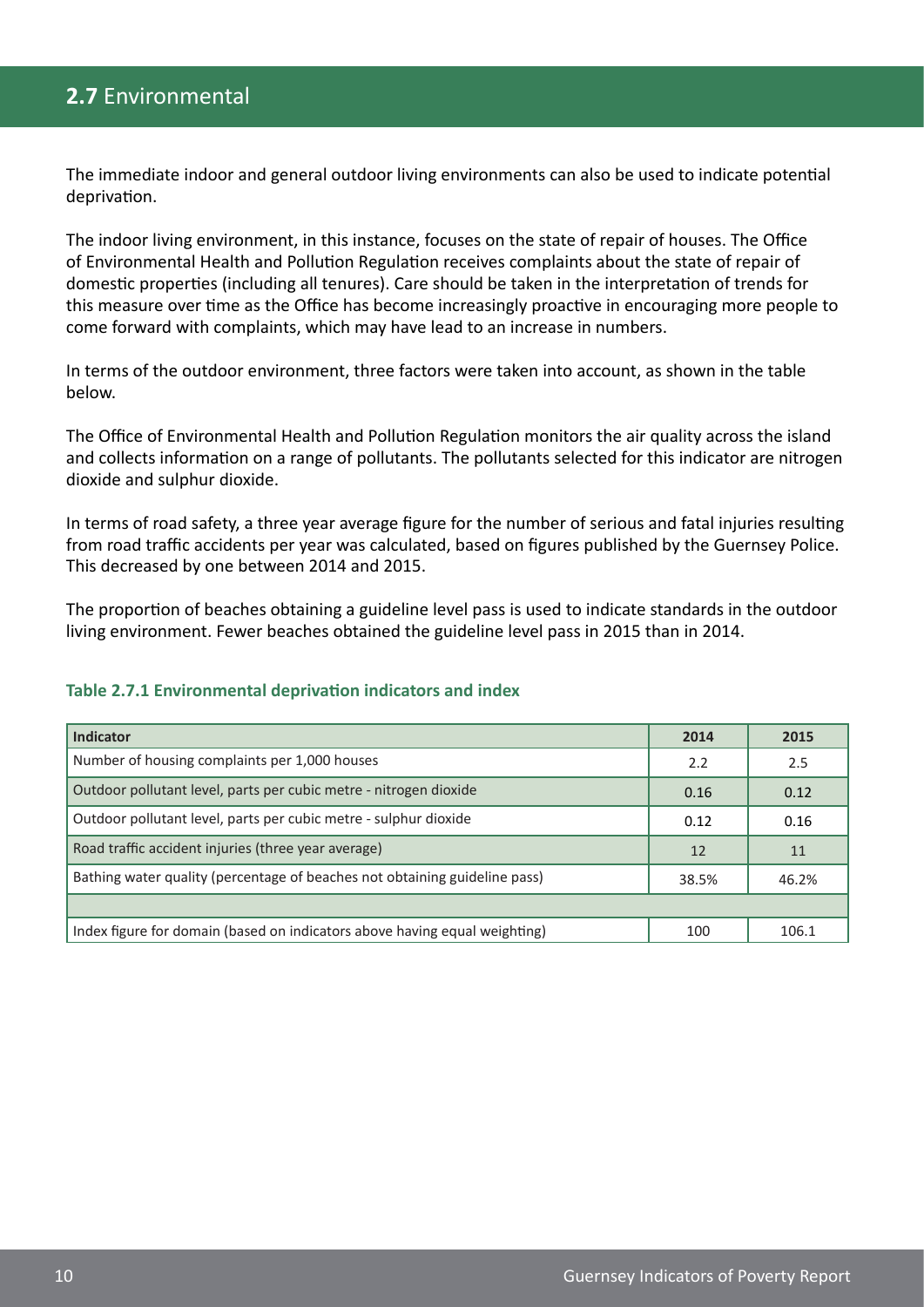## 2.7 Environmental

The immediate indoor and general outdoor living environments can also be used to indicate potential deprivation.

The indoor living environment, in this instance, focuses on the state of repair of houses. The Office of Environmental Health and Pollution Regulation receives complaints about the state of repair of domestic properties (including all tenures). Care should be taken in the interpretation of trends for this measure over time as the Office has become increasingly proactive in encouraging more people to come forward with complaints, which may have lead to an increase in numbers.

In terms of the outdoor environment, three factors were taken into account, as shown in the table below.

The Office of Environmental Health and Pollution Regulation monitors the air quality across the island and collects information on a range of pollutants. The pollutants selected for this indicator are nitrogen dioxide and sulphur dioxide.

In terms of road safety, a three year average figure for the number of serious and fatal injuries resulting from road traffic accidents per year was calculated, based on figures published by the Guernsey Police. This decreased by one between 2014 and 2015.

The proportion of beaches obtaining a guideline level pass is used to indicate standards in the outdoor living environment. Fewer beaches obtained the guideline level pass in 2015 than in 2014.

**Table 2.7.1 Environmental deprivation indicators and index**

| Indicator | 2014 | 2015 |
|---|---|---|
| Number of housing complaints per 1,000 houses | 2.2 | 2.5 |
| Outdoor pollutant level, parts per cubic metre - nitrogen dioxide | 0.16 | 0.12 |
| Outdoor pollutant level, parts per cubic metre - sulphur dioxide | 0.12 | 0.16 |
| Road traffic accident injuries (three year average) | 12 | 11 |
| Bathing water quality (percentage of beaches not obtaining guideline pass) | 38.5% | 46.2% |
| | | |
| Index figure for domain (based on indicators above having equal weighting) | 100 | 106.1 |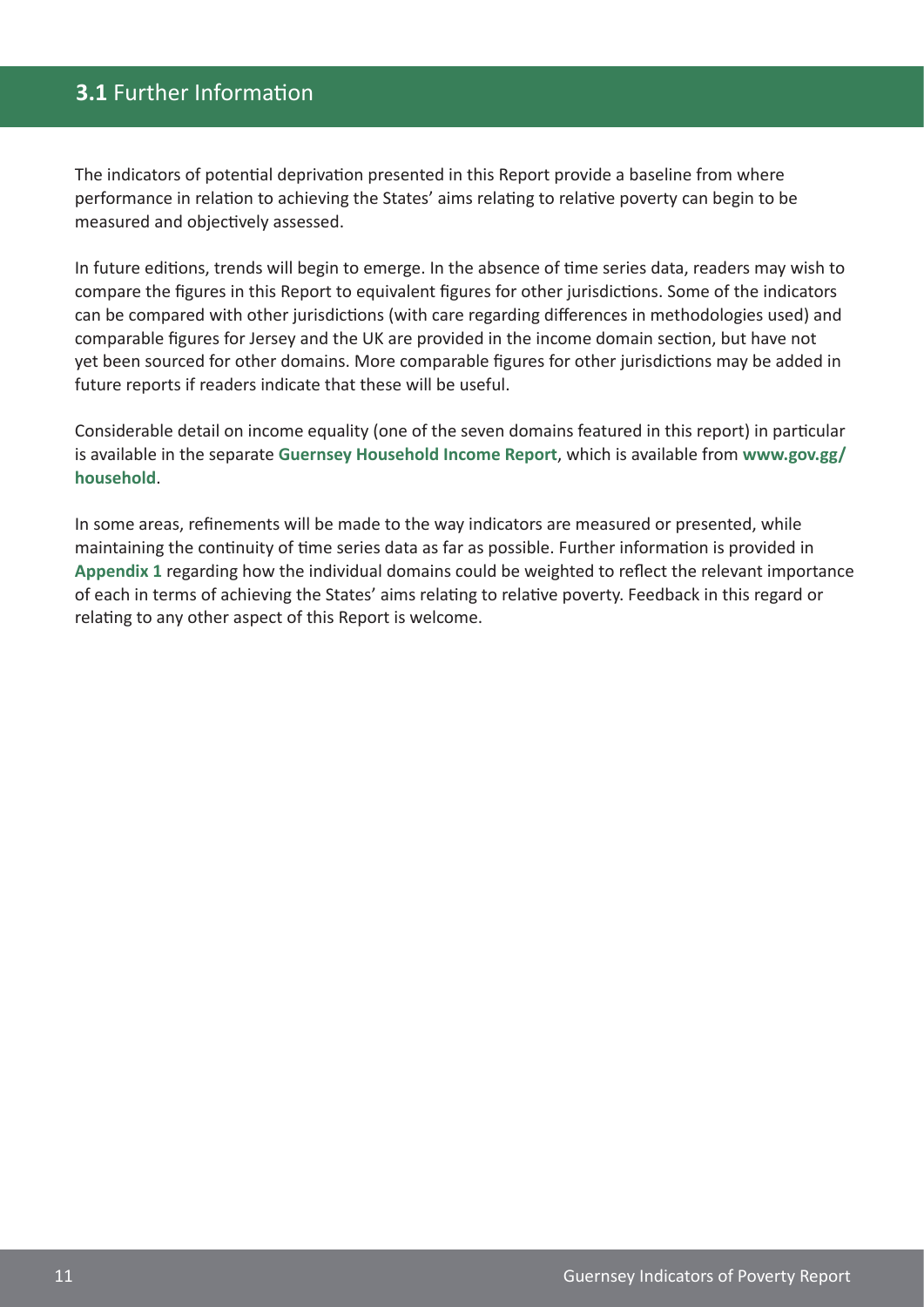## **3.1** Further Information

The indicators of potential deprivation presented in this Report provide a baseline from where performance in relation to achieving the States' aims relating to relative poverty can begin to be measured and objectively assessed.

In future editions, trends will begin to emerge. In the absence of time series data, readers may wish to compare the figures in this Report to equivalent figures for other jurisdictions. Some of the indicators can be compared with other jurisdictions (with care regarding differences in methodologies used) and comparable figures for Jersey and the UK are provided in the income domain section, but have not yet been sourced for other domains. More comparable figures for other jurisdictions may be added in future reports if readers indicate that these will be useful.

Considerable detail on income equality (one of the seven domains featured in this report) in particular is available in the separate **Guernsey Household Income Report**, which is available from **www.gov.gg/household**.

In some areas, refinements will be made to the way indicators are measured or presented, while maintaining the continuity of time series data as far as possible. Further information is provided in **Appendix 1** regarding how the individual domains could be weighted to reflect the relevant importance of each in terms of achieving the States' aims relating to relative poverty. Feedback in this regard or relating to any other aspect of this Report is welcome.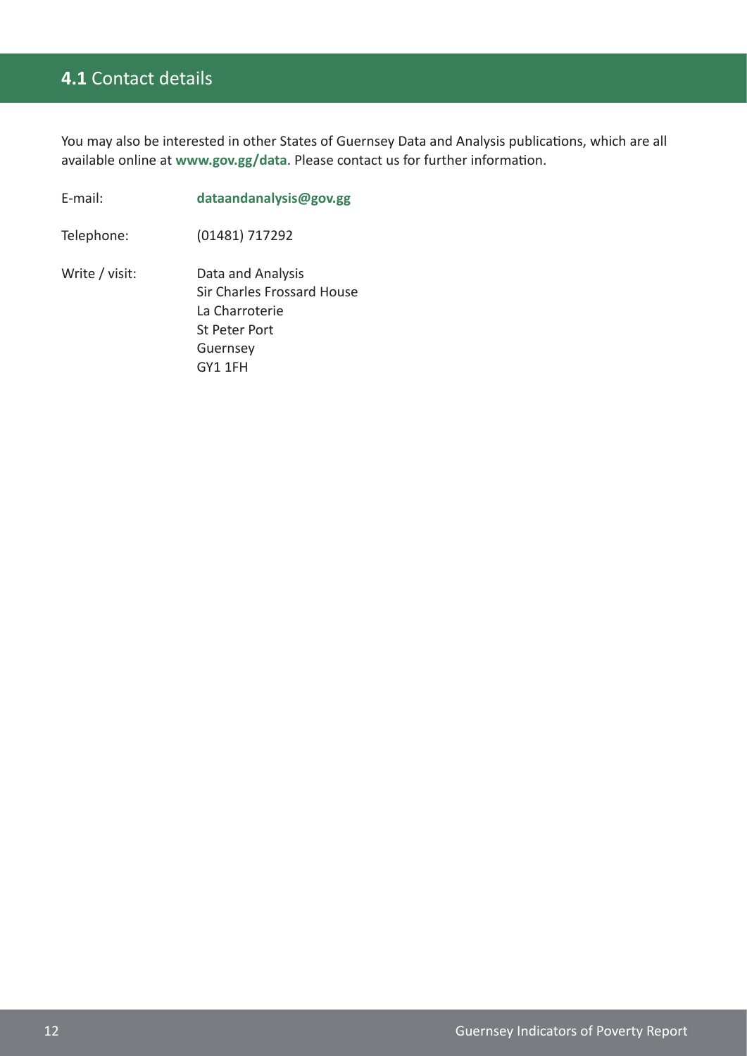## **4.1** Contact details

You may also be interested in other States of Guernsey Data and Analysis publications, which are all available online at **www.gov.gg/data**. Please contact us for further information.

E-mail: **dataandanalysis@gov.gg**

Telephone: (01481) 717292

Write / visit:
Data and Analysis
Sir Charles Frossard House
La Charroterie
St Peter Port
Guernsey
GY1 1FH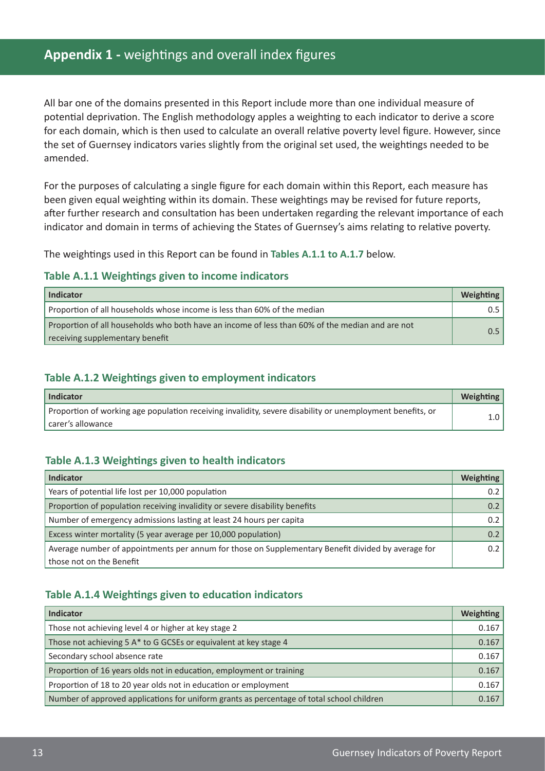## **Appendix 1 -** weightings and overall index figures

All bar one of the domains presented in this Report include more than one individual measure of potential deprivation. The English methodology apples a weighting to each indicator to derive a score for each domain, which is then used to calculate an overall relative poverty level figure. However, since the set of Guernsey indicators varies slightly from the original set used, the weightings needed to be amended.

For the purposes of calculating a single figure for each domain within this Report, each measure has been given equal weighting within its domain. These weightings may be revised for future reports, after further research and consultation has been undertaken regarding the relevant importance of each indicator and domain in terms of achieving the States of Guernsey's aims relating to relative poverty.

The weightings used in this Report can be found in **Tables A.1.1 to A.1.7** below.

### Table A.1.1 Weightings given to income indicators

| Indicator | Weighting |
|---|---|
| Proportion of all households whose income is less than 60% of the median | 0.5 |
| Proportion of all households who both have an income of less than 60% of the median and are not receiving supplementary benefit | 0.5 |

### Table A.1.2 Weightings given to employment indicators

| Indicator | Weighting |
|---|---|
| Proportion of working age population receiving invalidity, severe disability or unemployment benefits, or carer's allowance | 1.0 |

### Table A.1.3 Weightings given to health indicators

| Indicator | Weighting |
|---|---|
| Years of potential life lost per 10,000 population | 0.2 |
| Proportion of population receiving invalidity or severe disability benefits | 0.2 |
| Number of emergency admissions lasting at least 24 hours per capita | 0.2 |
| Excess winter mortality (5 year average per 10,000 population) | 0.2 |
| Average number of appointments per annum for those on Supplementary Benefit divided by average for those not on the Benefit | 0.2 |

### Table A.1.4 Weightings given to education indicators

| Indicator | Weighting |
|---|---|
| Those not achieving level 4 or higher at key stage 2 | 0.167 |
| Those not achieving 5 A* to G GCSEs or equivalent at key stage 4 | 0.167 |
| Secondary school absence rate | 0.167 |
| Proportion of 16 years olds not in education, employment or training | 0.167 |
| Proportion of 18 to 20 year olds not in education or employment | 0.167 |
| Number of approved applications for uniform grants as percentage of total school children | 0.167 |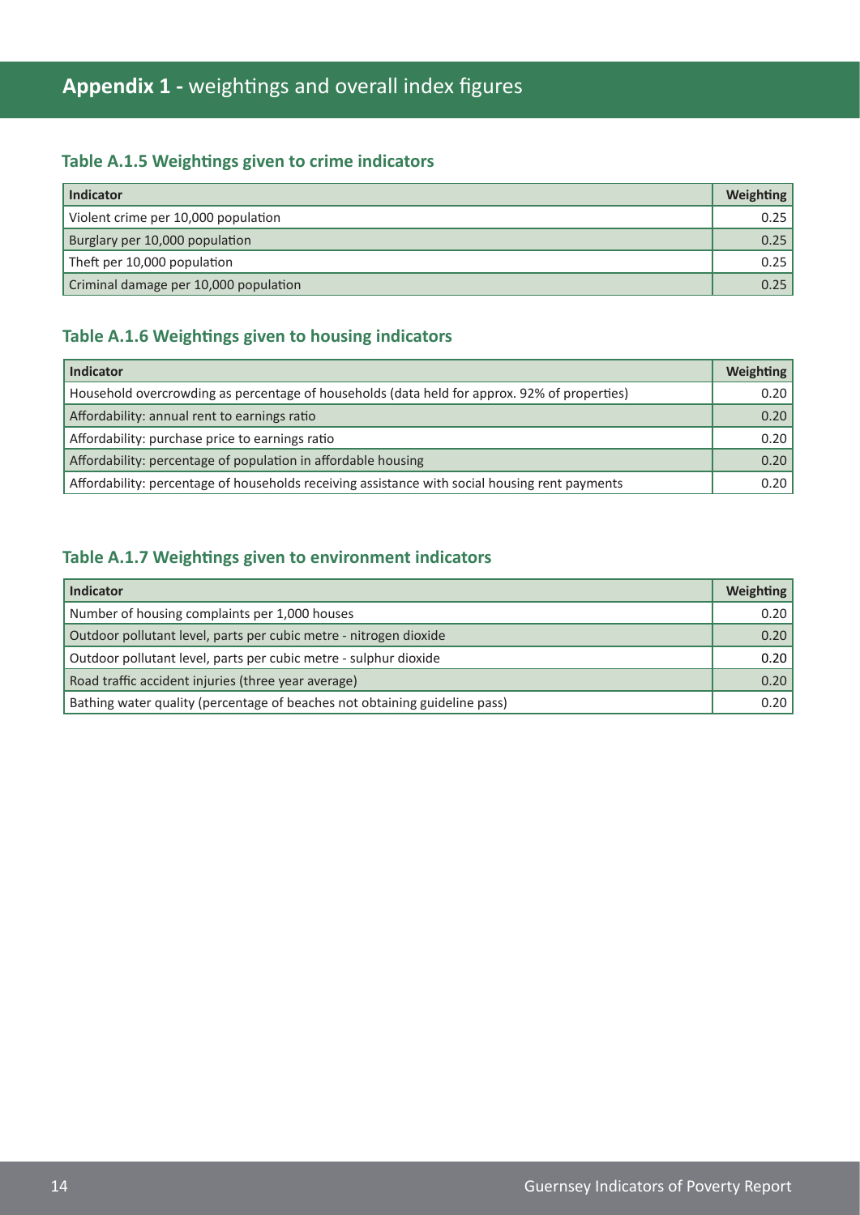## Appendix 1 - weightings and overall index figures

### Table A.1.5 Weightings given to crime indicators

| Indicator | Weighting |
|---|---|
| Violent crime per 10,000 population | 0.25 |
| Burglary per 10,000 population | 0.25 |
| Theft per 10,000 population | 0.25 |
| Criminal damage per 10,000 population | 0.25 |

### Table A.1.6 Weightings given to housing indicators

| Indicator | Weighting |
|---|---|
| Household overcrowding as percentage of households (data held for approx. 92% of properties) | 0.20 |
| Affordability: annual rent to earnings ratio | 0.20 |
| Affordability: purchase price to earnings ratio | 0.20 |
| Affordability: percentage of population in affordable housing | 0.20 |
| Affordability: percentage of households receiving assistance with social housing rent payments | 0.20 |

### Table A.1.7 Weightings given to environment indicators

| Indicator | Weighting |
|---|---|
| Number of housing complaints per 1,000 houses | 0.20 |
| Outdoor pollutant level, parts per cubic metre - nitrogen dioxide | 0.20 |
| Outdoor pollutant level, parts per cubic metre - sulphur dioxide | 0.20 |
| Road traffic accident injuries (three year average) | 0.20 |
| Bathing water quality (percentage of beaches not obtaining guideline pass) | 0.20 |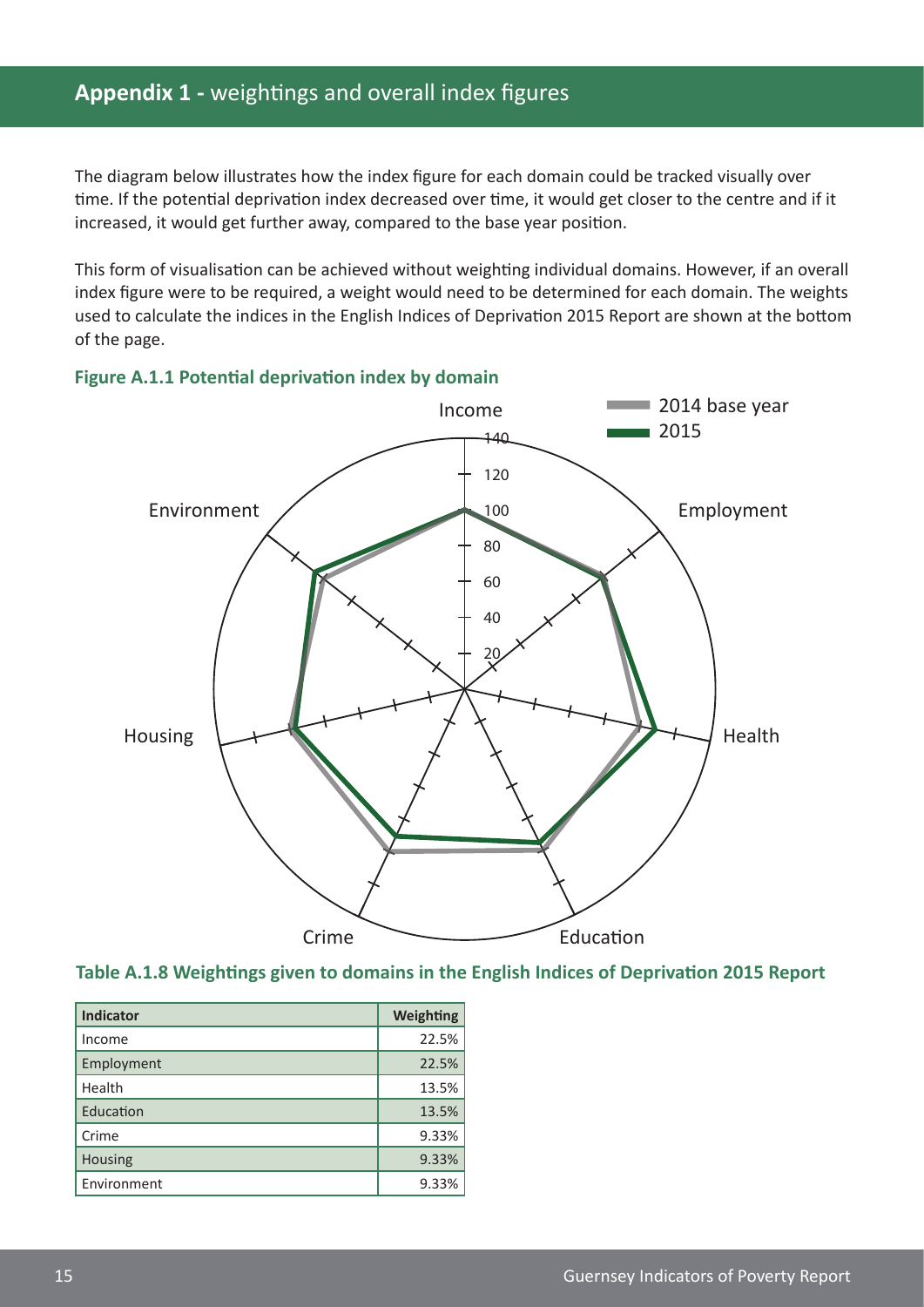# **Appendix 1 -** weightings and overall index figures

The diagram below illustrates how the index figure for each domain could be tracked visually over time. If the potential deprivation index decreased over time, it would get closer to the centre and if it increased, it would get further away, compared to the base year position.

This form of visualisation can be achieved without weighting individual domains. However, if an overall index figure were to be required, a weight would need to be determined for each domain. The weights used to calculate the indices in the English Indices of Deprivation 2015 Report are shown at the bottom of the page.

**Figure A.1.1 Potential deprivation index by domain**

**Table A.1.8 Weightings given to domains in the English Indices of Deprivation 2015 Report**

| Indicator | Weighting |
|---|---:|
| Income | 22.5% |
| Employment | 22.5% |
| Health | 13.5% |
| Education | 13.5% |
| Crime | 9.33% |
| Housing | 9.33% |
| Environment | 9.33% |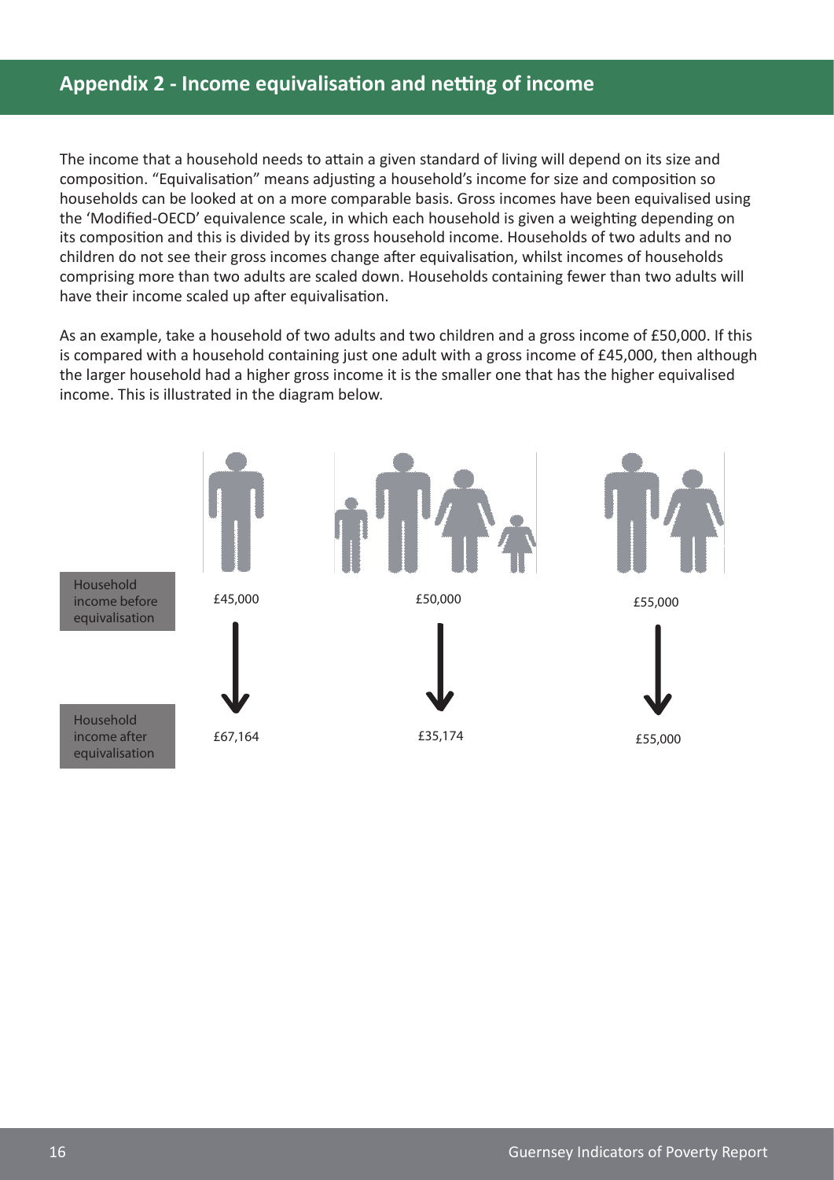## Appendix 2 - Income equivalisation and netting of income

The income that a household needs to attain a given standard of living will depend on its size and composition. "Equivalisation" means adjusting a household's income for size and composition so households can be looked at on a more comparable basis. Gross incomes have been equivalised using the 'Modified-OECD' equivalence scale, in which each household is given a weighting depending on its composition and this is divided by its gross household income. Households of two adults and no children do not see their gross incomes change after equivalisation, whilst incomes of households comprising more than two adults are scaled down. Households containing fewer than two adults will have their income scaled up after equivalisation.

As an example, take a household of two adults and two children and a gross income of £50,000. If this is compared with a household containing just one adult with a gross income of £45,000, then although the larger household had a higher gross income it is the smaller one that has the higher equivalised income. This is illustrated in the diagram below.

| | One adult | Two adults and two children | Two adults |
| --- | --- | --- | --- |
| Household income before equivalisation | £45,000 | £50,000 | £55,000 |
| Household income after equivalisation | £67,164 | £35,174 | £55,000 |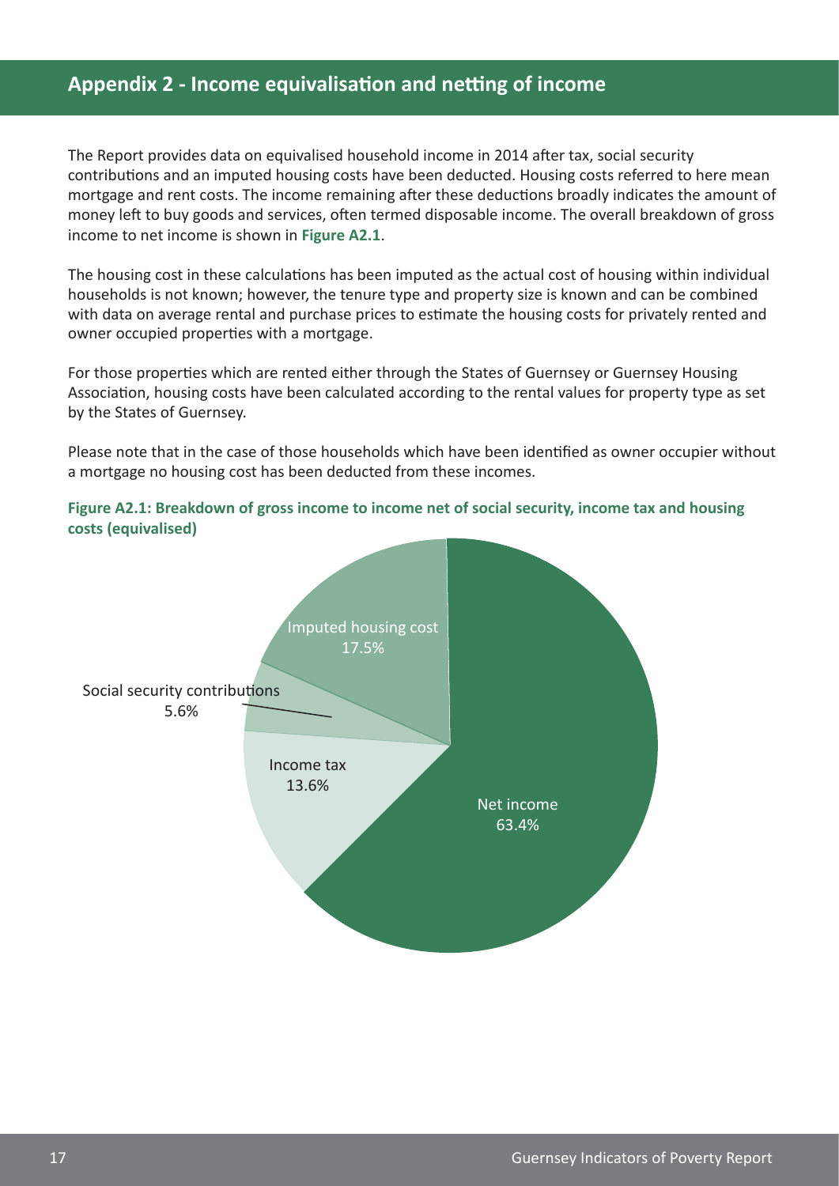## Appendix 2 - Income equivalisation and netting of income

The Report provides data on equivalised household income in 2014 after tax, social security contributions and an imputed housing costs have been deducted. Housing costs referred to here mean mortgage and rent costs. The income remaining after these deductions broadly indicates the amount of money left to buy goods and services, often termed disposable income. The overall breakdown of gross income to net income is shown in **Figure A2.1**.

The housing cost in these calculations has been imputed as the actual cost of housing within individual households is not known; however, the tenure type and property size is known and can be combined with data on average rental and purchase prices to estimate the housing costs for privately rented and owner occupied properties with a mortgage.

For those properties which are rented either through the States of Guernsey or Guernsey Housing Association, housing costs have been calculated according to the rental values for property type as set by the States of Guernsey.

Please note that in the case of those households which have been identified as owner occupier without a mortgage no housing cost has been deducted from these incomes.

**Figure A2.1: Breakdown of gross income to income net of social security, income tax and housing costs (equivalised)**

| Component | Share |
|---|---|
| Net income | 63.4% |
| Imputed housing cost | 17.5% |
| Income tax | 13.6% |
| Social security contributions | 5.6% |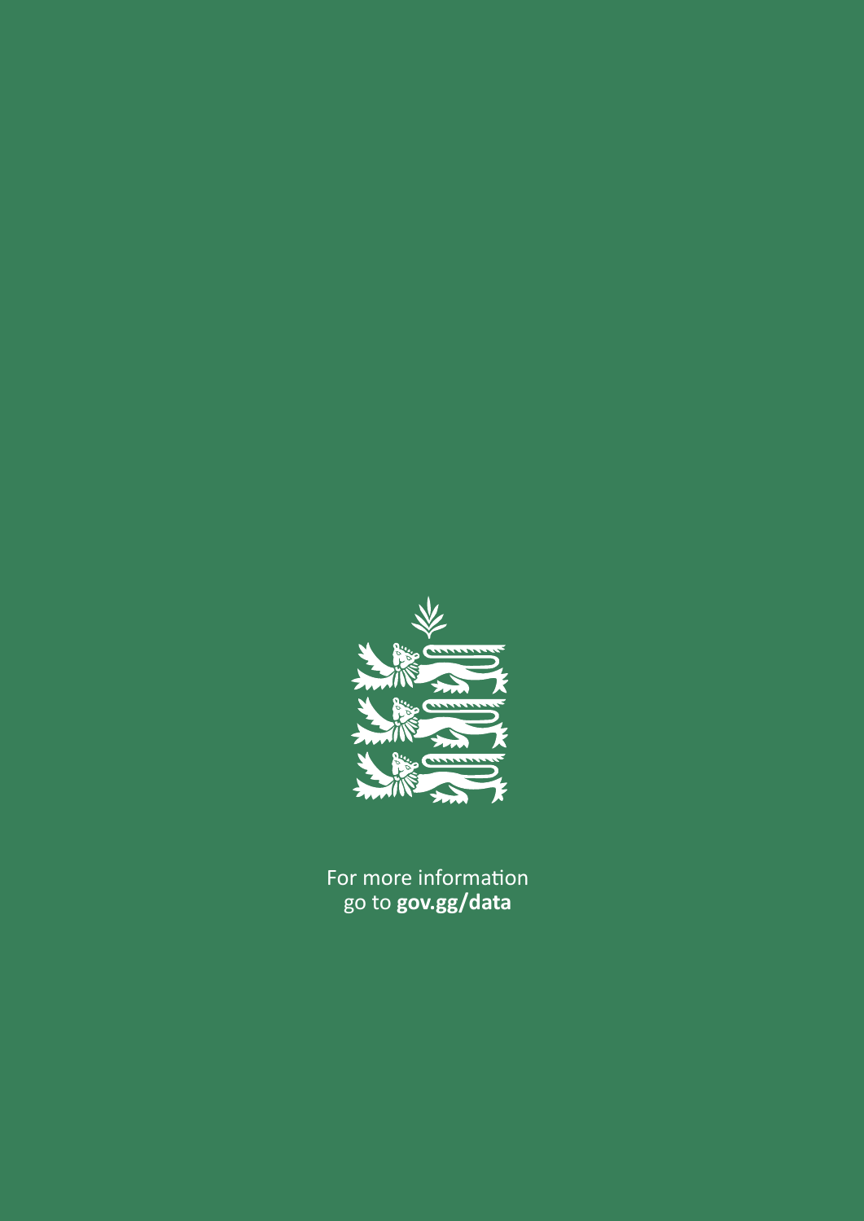For more information
go to **gov.gg/data**